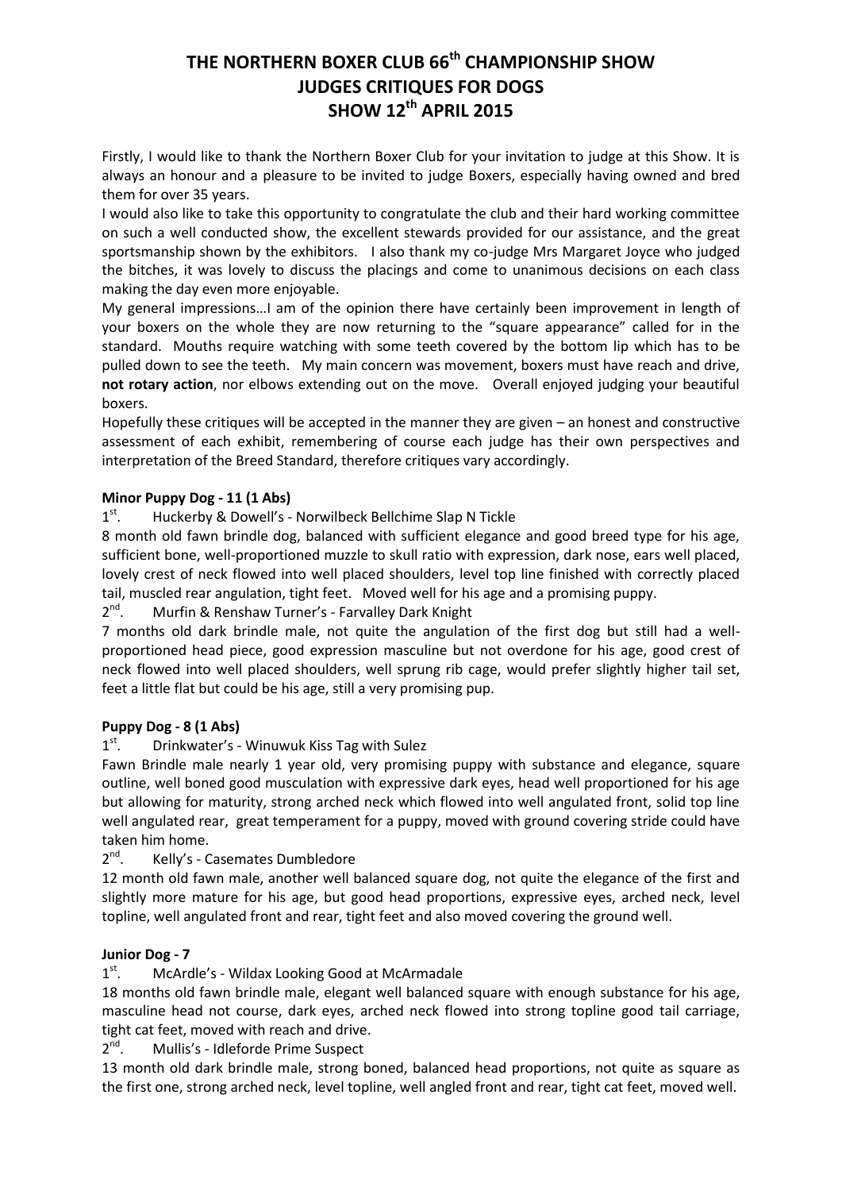# THE NORTHERN BOXER CLUB 66th CHAMPIONSHIP SHOW
# JUDGES CRITIQUES FOR DOGS
# SHOW 12th APRIL 2015

Firstly, I would like to thank the Northern Boxer Club for your invitation to judge at this Show. It is always an honour and a pleasure to be invited to judge Boxers, especially having owned and bred them for over 35 years.

I would also like to take this opportunity to congratulate the club and their hard working committee on such a well conducted show, the excellent stewards provided for our assistance, and the great sportsmanship shown by the exhibitors. I also thank my co-judge Mrs Margaret Joyce who judged the bitches, it was lovely to discuss the placings and come to unanimous decisions on each class making the day even more enjoyable.

My general impressions…I am of the opinion there have certainly been improvement in length of your boxers on the whole they are now returning to the "square appearance" called for in the standard. Mouths require watching with some teeth covered by the bottom lip which has to be pulled down to see the teeth. My main concern was movement, boxers must have reach and drive, **not rotary action**, nor elbows extending out on the move. Overall enjoyed judging your beautiful boxers.

Hopefully these critiques will be accepted in the manner they are given – an honest and constructive assessment of each exhibit, remembering of course each judge has their own perspectives and interpretation of the Breed Standard, therefore critiques vary accordingly.

**Minor Puppy Dog - 11 (1 Abs)**

1st. Huckerby & Dowell's - Norwilbeck Bellchime Slap N Tickle

8 month old fawn brindle dog, balanced with sufficient elegance and good breed type for his age, sufficient bone, well-proportioned muzzle to skull ratio with expression, dark nose, ears well placed, lovely crest of neck flowed into well placed shoulders, level top line finished with correctly placed tail, muscled rear angulation, tight feet. Moved well for his age and a promising puppy.

2nd. Murfin & Renshaw Turner's - Farvalley Dark Knight

7 months old dark brindle male, not quite the angulation of the first dog but still had a well-proportioned head piece, good expression masculine but not overdone for his age, good crest of neck flowed into well placed shoulders, well sprung rib cage, would prefer slightly higher tail set, feet a little flat but could be his age, still a very promising pup.

**Puppy Dog - 8 (1 Abs)**

1st. Drinkwater's - Winuwuk Kiss Tag with Sulez

Fawn Brindle male nearly 1 year old, very promising puppy with substance and elegance, square outline, well boned good musculation with expressive dark eyes, head well proportioned for his age but allowing for maturity, strong arched neck which flowed into well angulated front, solid top line well angulated rear, great temperament for a puppy, moved with ground covering stride could have taken him home.

2nd. Kelly's - Casemates Dumbledore

12 month old fawn male, another well balanced square dog, not quite the elegance of the first and slightly more mature for his age, but good head proportions, expressive eyes, arched neck, level topline, well angulated front and rear, tight feet and also moved covering the ground well.

**Junior Dog - 7**

1st. McArdle's - Wildax Looking Good at McArmadale

18 months old fawn brindle male, elegant well balanced square with enough substance for his age, masculine head not course, dark eyes, arched neck flowed into strong topline good tail carriage, tight cat feet, moved with reach and drive.

2nd. Mullis's - Idleforde Prime Suspect

13 month old dark brindle male, strong boned, balanced head proportions, not quite as square as the first one, strong arched neck, level topline, well angled front and rear, tight cat feet, moved well.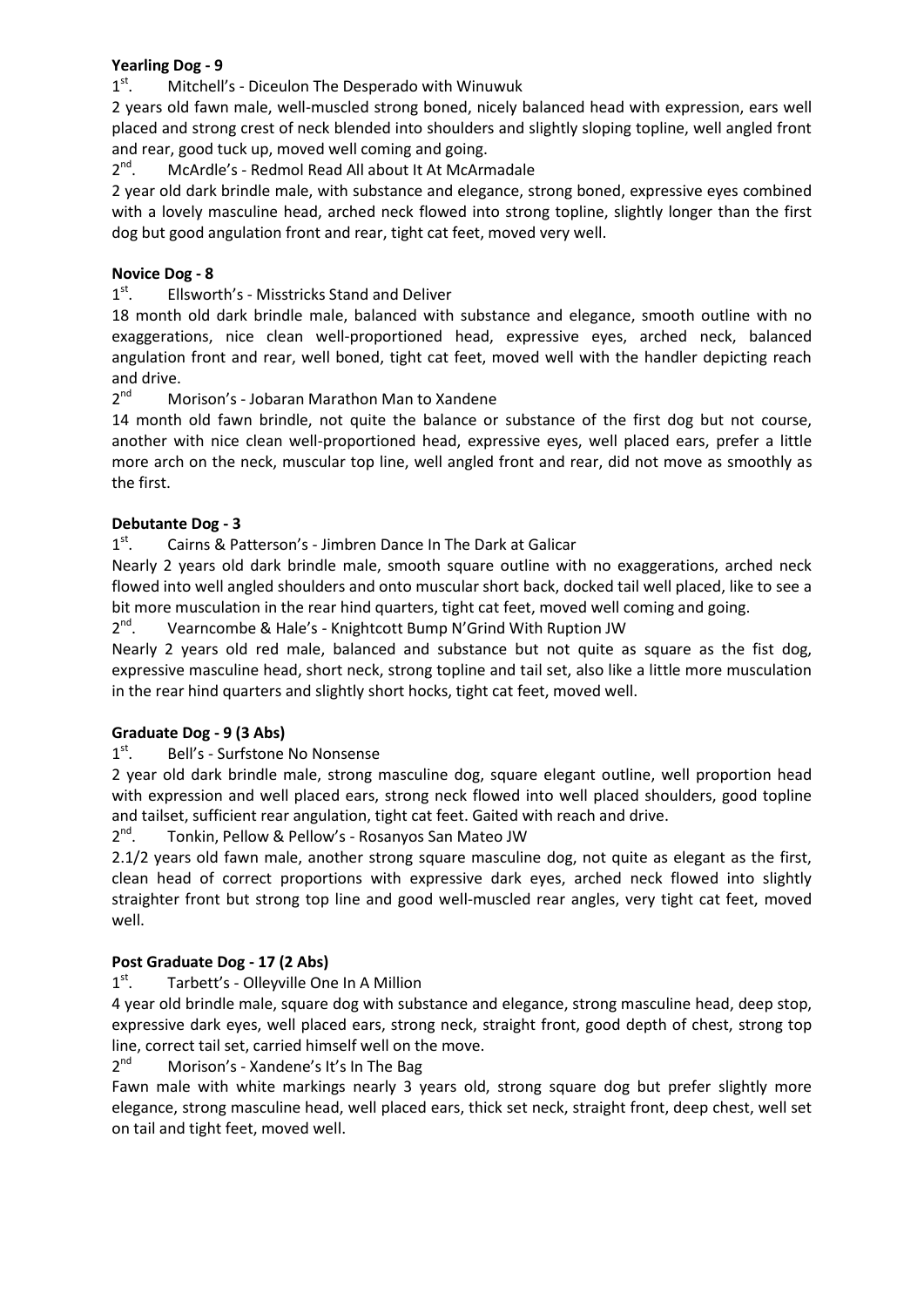**Yearling Dog - 9**

1st. Mitchell's - Diceulon The Desperado with Winuwuk

2 years old fawn male, well-muscled strong boned, nicely balanced head with expression, ears well placed and strong crest of neck blended into shoulders and slightly sloping topline, well angled front and rear, good tuck up, moved well coming and going.

2nd. McArdle's - Redmol Read All about It At McArmadale

2 year old dark brindle male, with substance and elegance, strong boned, expressive eyes combined with a lovely masculine head, arched neck flowed into strong topline, slightly longer than the first dog but good angulation front and rear, tight cat feet, moved very well.

**Novice Dog - 8**

1st. Ellsworth's - Misstricks Stand and Deliver

18 month old dark brindle male, balanced with substance and elegance, smooth outline with no exaggerations, nice clean well-proportioned head, expressive eyes, arched neck, balanced angulation front and rear, well boned, tight cat feet, moved well with the handler depicting reach and drive.

2nd Morison's - Jobaran Marathon Man to Xandene

14 month old fawn brindle, not quite the balance or substance of the first dog but not course, another with nice clean well-proportioned head, expressive eyes, well placed ears, prefer a little more arch on the neck, muscular top line, well angled front and rear, did not move as smoothly as the first.

**Debutante Dog - 3**

1st. Cairns & Patterson's - Jimbren Dance In The Dark at Galicar

Nearly 2 years old dark brindle male, smooth square outline with no exaggerations, arched neck flowed into well angled shoulders and onto muscular short back, docked tail well placed, like to see a bit more musculation in the rear hind quarters, tight cat feet, moved well coming and going.

2nd. Vearncombe & Hale's - Knightcott Bump N'Grind With Ruption JW

Nearly 2 years old red male, balanced and substance but not quite as square as the fist dog, expressive masculine head, short neck, strong topline and tail set, also like a little more musculation in the rear hind quarters and slightly short hocks, tight cat feet, moved well.

**Graduate Dog - 9 (3 Abs)**

1st. Bell's - Surfstone No Nonsense

2 year old dark brindle male, strong masculine dog, square elegant outline, well proportion head with expression and well placed ears, strong neck flowed into well placed shoulders, good topline and tailset, sufficient rear angulation, tight cat feet. Gaited with reach and drive.

2nd. Tonkin, Pellow & Pellow's - Rosanyos San Mateo JW

2.1/2 years old fawn male, another strong square masculine dog, not quite as elegant as the first, clean head of correct proportions with expressive dark eyes, arched neck flowed into slightly straighter front but strong top line and good well-muscled rear angles, very tight cat feet, moved well.

**Post Graduate Dog - 17 (2 Abs)**

1st. Tarbett's - Olleyville One In A Million

4 year old brindle male, square dog with substance and elegance, strong masculine head, deep stop, expressive dark eyes, well placed ears, strong neck, straight front, good depth of chest, strong top line, correct tail set, carried himself well on the move.

2nd Morison's - Xandene's It's In The Bag

Fawn male with white markings nearly 3 years old, strong square dog but prefer slightly more elegance, strong masculine head, well placed ears, thick set neck, straight front, deep chest, well set on tail and tight feet, moved well.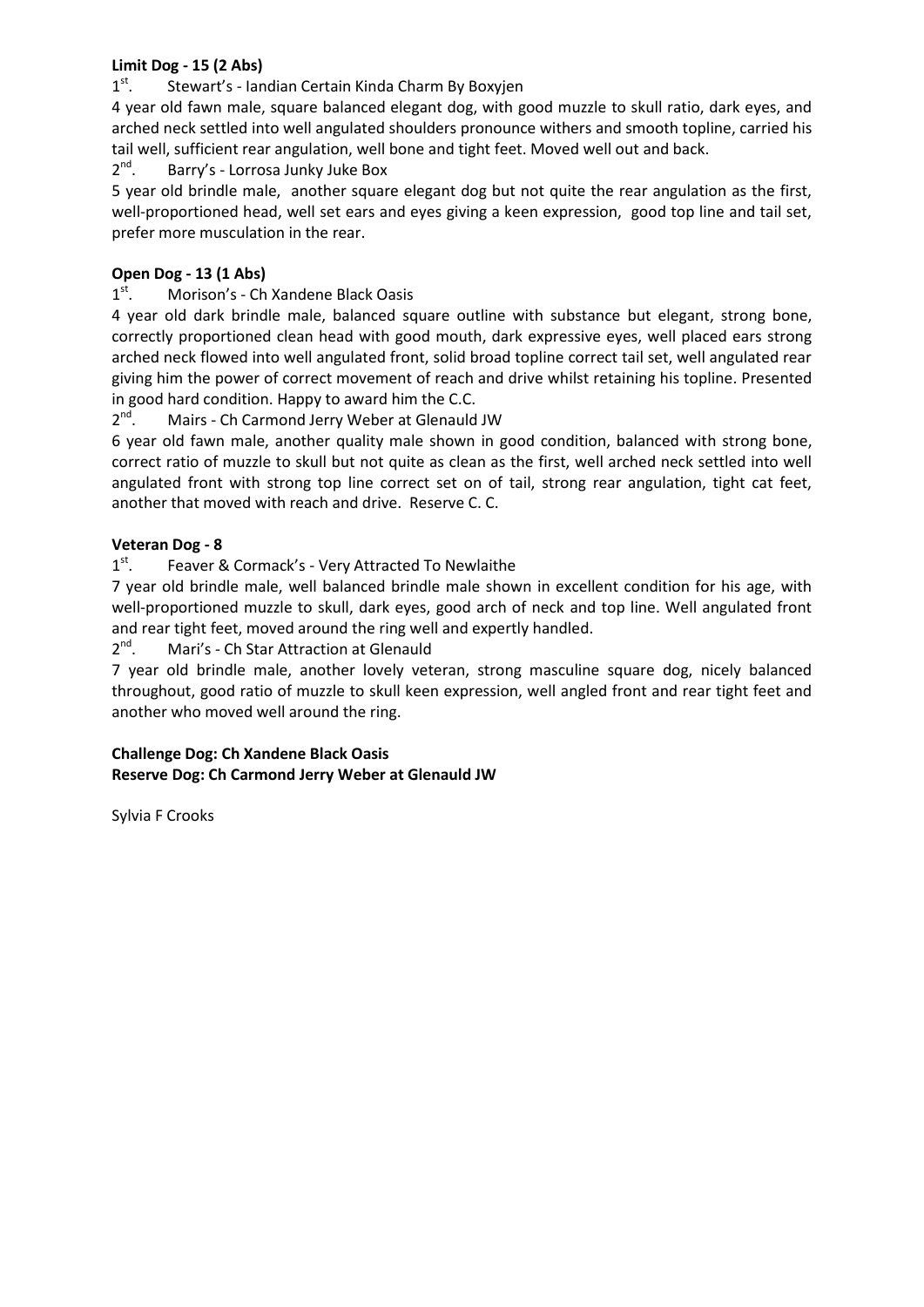**Limit Dog - 15 (2 Abs)**

1st. Stewart's - Iandian Certain Kinda Charm By Boxyjen

4 year old fawn male, square balanced elegant dog, with good muzzle to skull ratio, dark eyes, and arched neck settled into well angulated shoulders pronounce withers and smooth topline, carried his tail well, sufficient rear angulation, well bone and tight feet. Moved well out and back.

2nd. Barry's - Lorrosa Junky Juke Box

5 year old brindle male, another square elegant dog but not quite the rear angulation as the first, well-proportioned head, well set ears and eyes giving a keen expression, good top line and tail set, prefer more musculation in the rear.

**Open Dog - 13 (1 Abs)**

1st. Morison's - Ch Xandene Black Oasis

4 year old dark brindle male, balanced square outline with substance but elegant, strong bone, correctly proportioned clean head with good mouth, dark expressive eyes, well placed ears strong arched neck flowed into well angulated front, solid broad topline correct tail set, well angulated rear giving him the power of correct movement of reach and drive whilst retaining his topline. Presented in good hard condition. Happy to award him the C.C.

2nd. Mairs - Ch Carmond Jerry Weber at Glenauld JW

6 year old fawn male, another quality male shown in good condition, balanced with strong bone, correct ratio of muzzle to skull but not quite as clean as the first, well arched neck settled into well angulated front with strong top line correct set on of tail, strong rear angulation, tight cat feet, another that moved with reach and drive. Reserve C. C.

**Veteran Dog - 8**

1st. Feaver & Cormack's - Very Attracted To Newlaithe

7 year old brindle male, well balanced brindle male shown in excellent condition for his age, with well-proportioned muzzle to skull, dark eyes, good arch of neck and top line. Well angulated front and rear tight feet, moved around the ring well and expertly handled.

2nd. Mari's - Ch Star Attraction at Glenauld

7 year old brindle male, another lovely veteran, strong masculine square dog, nicely balanced throughout, good ratio of muzzle to skull keen expression, well angled front and rear tight feet and another who moved well around the ring.

**Challenge Dog: Ch Xandene Black Oasis**
**Reserve Dog: Ch Carmond Jerry Weber at Glenauld JW**

Sylvia F Crooks